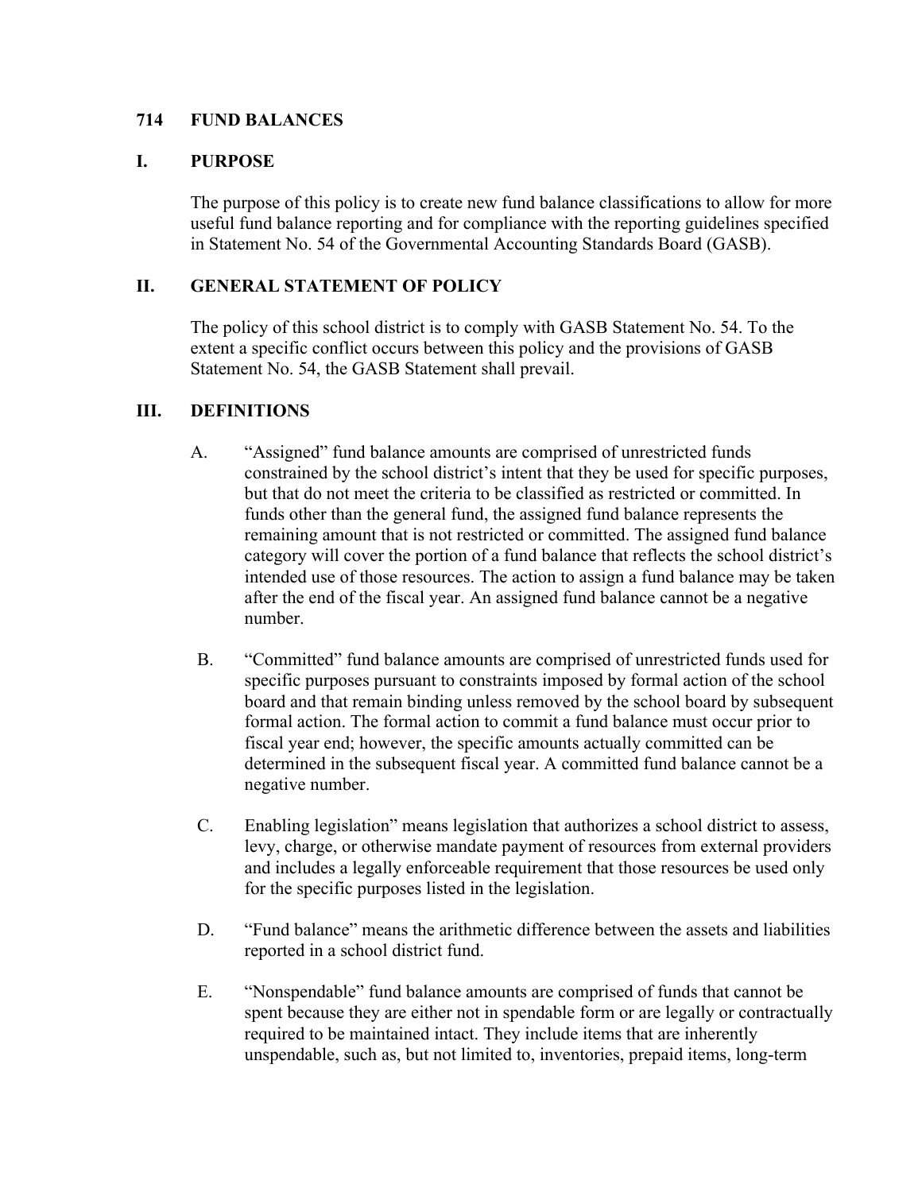# 714 FUND BALANCES

## I. PURPOSE

The purpose of this policy is to create new fund balance classifications to allow for more useful fund balance reporting and for compliance with the reporting guidelines specified in Statement No. 54 of the Governmental Accounting Standards Board (GASB).

## II. GENERAL STATEMENT OF POLICY

The policy of this school district is to comply with GASB Statement No. 54. To the extent a specific conflict occurs between this policy and the provisions of GASB Statement No. 54, the GASB Statement shall prevail.

## III. DEFINITIONS

A. "Assigned" fund balance amounts are comprised of unrestricted funds constrained by the school district's intent that they be used for specific purposes, but that do not meet the criteria to be classified as restricted or committed. In funds other than the general fund, the assigned fund balance represents the remaining amount that is not restricted or committed. The assigned fund balance category will cover the portion of a fund balance that reflects the school district's intended use of those resources. The action to assign a fund balance may be taken after the end of the fiscal year. An assigned fund balance cannot be a negative number.

B. "Committed" fund balance amounts are comprised of unrestricted funds used for specific purposes pursuant to constraints imposed by formal action of the school board and that remain binding unless removed by the school board by subsequent formal action. The formal action to commit a fund balance must occur prior to fiscal year end; however, the specific amounts actually committed can be determined in the subsequent fiscal year. A committed fund balance cannot be a negative number.

C. Enabling legislation" means legislation that authorizes a school district to assess, levy, charge, or otherwise mandate payment of resources from external providers and includes a legally enforceable requirement that those resources be used only for the specific purposes listed in the legislation.

D. "Fund balance" means the arithmetic difference between the assets and liabilities reported in a school district fund.

E. "Nonspendable" fund balance amounts are comprised of funds that cannot be spent because they are either not in spendable form or are legally or contractually required to be maintained intact. They include items that are inherently unspendable, such as, but not limited to, inventories, prepaid items, long-term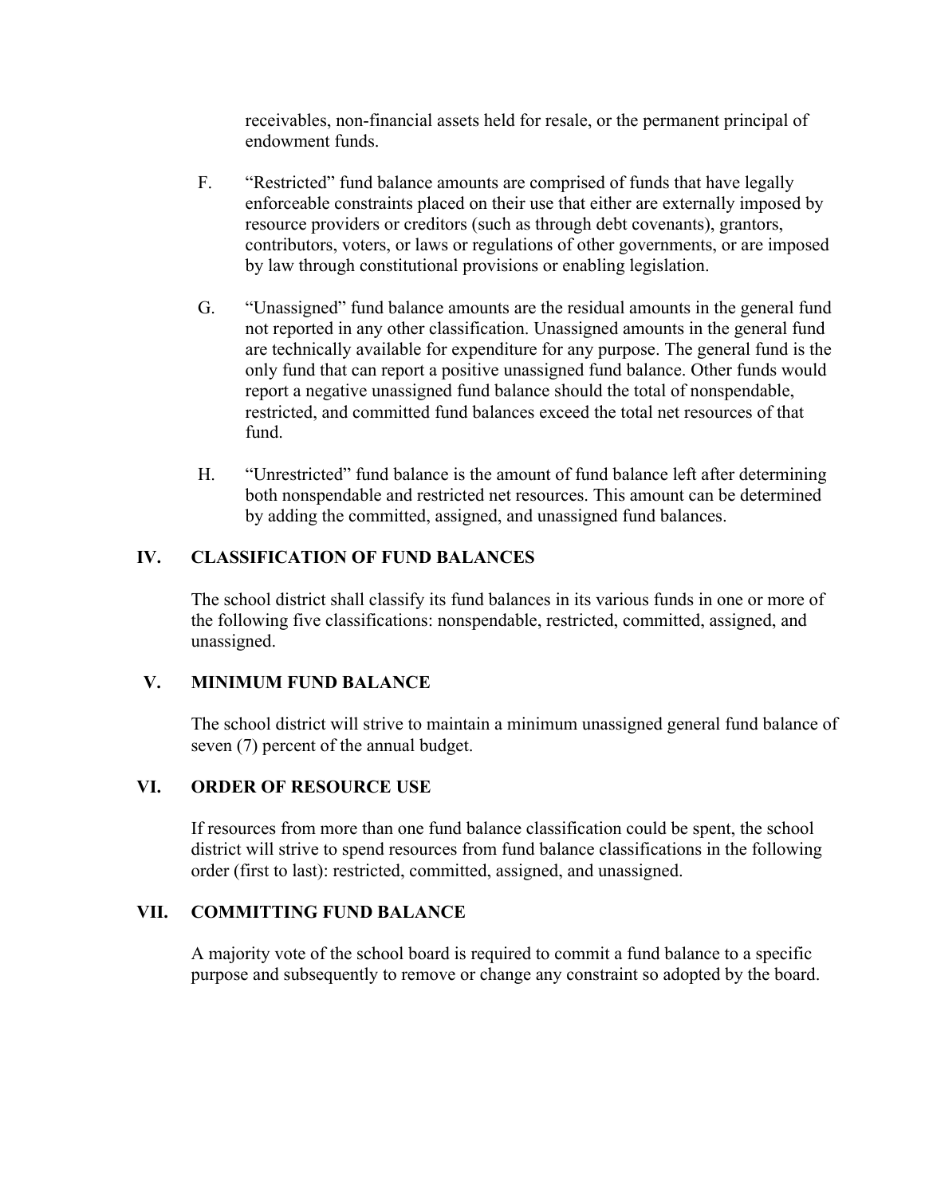receivables, non-financial assets held for resale, or the permanent principal of endowment funds.

F. “Restricted” fund balance amounts are comprised of funds that have legally enforceable constraints placed on their use that either are externally imposed by resource providers or creditors (such as through debt covenants), grantors, contributors, voters, or laws or regulations of other governments, or are imposed by law through constitutional provisions or enabling legislation.

G. “Unassigned” fund balance amounts are the residual amounts in the general fund not reported in any other classification. Unassigned amounts in the general fund are technically available for expenditure for any purpose. The general fund is the only fund that can report a positive unassigned fund balance. Other funds would report a negative unassigned fund balance should the total of nonspendable, restricted, and committed fund balances exceed the total net resources of that fund.

H. “Unrestricted” fund balance is the amount of fund balance left after determining both nonspendable and restricted net resources. This amount can be determined by adding the committed, assigned, and unassigned fund balances.

## IV. CLASSIFICATION OF FUND BALANCES

The school district shall classify its fund balances in its various funds in one or more of the following five classifications: nonspendable, restricted, committed, assigned, and unassigned.

## V. MINIMUM FUND BALANCE

The school district will strive to maintain a minimum unassigned general fund balance of seven (7) percent of the annual budget.

## VI. ORDER OF RESOURCE USE

If resources from more than one fund balance classification could be spent, the school district will strive to spend resources from fund balance classifications in the following order (first to last): restricted, committed, assigned, and unassigned.

## VII. COMMITTING FUND BALANCE

A majority vote of the school board is required to commit a fund balance to a specific purpose and subsequently to remove or change any constraint so adopted by the board.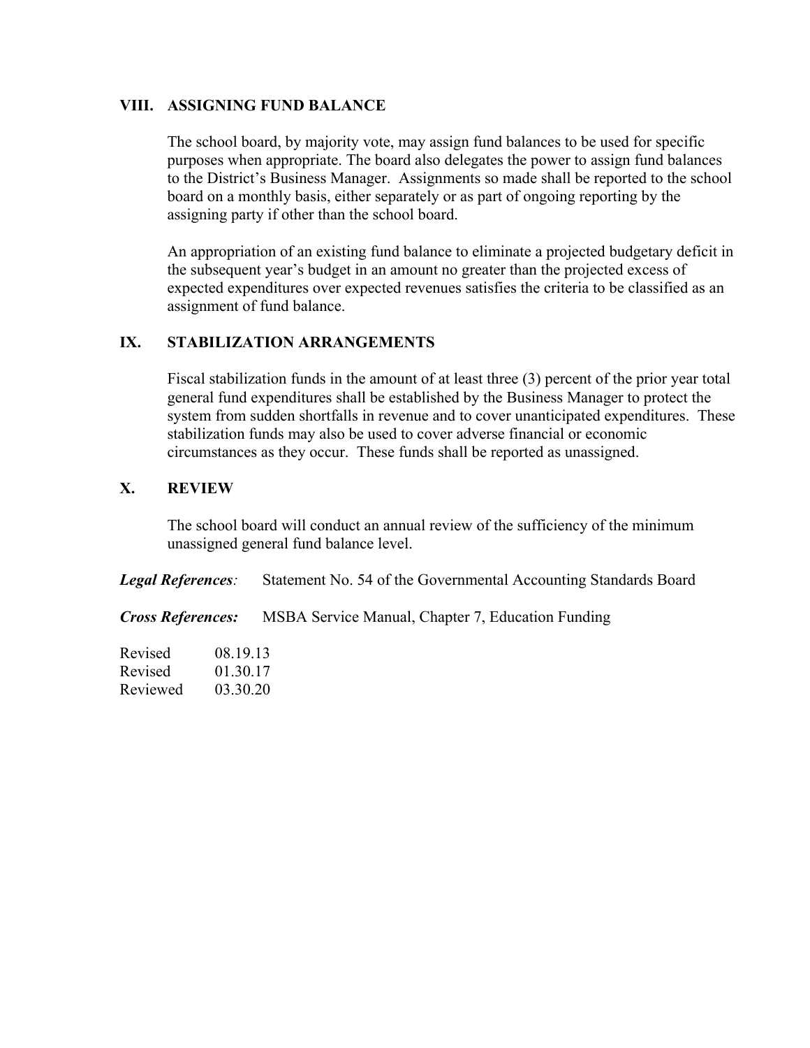## VIII. ASSIGNING FUND BALANCE

The school board, by majority vote, may assign fund balances to be used for specific purposes when appropriate. The board also delegates the power to assign fund balances to the District's Business Manager. Assignments so made shall be reported to the school board on a monthly basis, either separately or as part of ongoing reporting by the assigning party if other than the school board.

An appropriation of an existing fund balance to eliminate a projected budgetary deficit in the subsequent year's budget in an amount no greater than the projected excess of expected expenditures over expected revenues satisfies the criteria to be classified as an assignment of fund balance.

## IX. STABILIZATION ARRANGEMENTS

Fiscal stabilization funds in the amount of at least three (3) percent of the prior year total general fund expenditures shall be established by the Business Manager to protect the system from sudden shortfalls in revenue and to cover unanticipated expenditures. These stabilization funds may also be used to cover adverse financial or economic circumstances as they occur. These funds shall be reported as unassigned.

## X. REVIEW

The school board will conduct an annual review of the sufficiency of the minimum unassigned general fund balance level.

***Legal References**:* Statement No. 54 of the Governmental Accounting Standards Board

***Cross References:*** MSBA Service Manual, Chapter 7, Education Funding

| | |
|---|---|
| Revised | 08.19.13 |
| Revised | 01.30.17 |
| Reviewed | 03.30.20 |